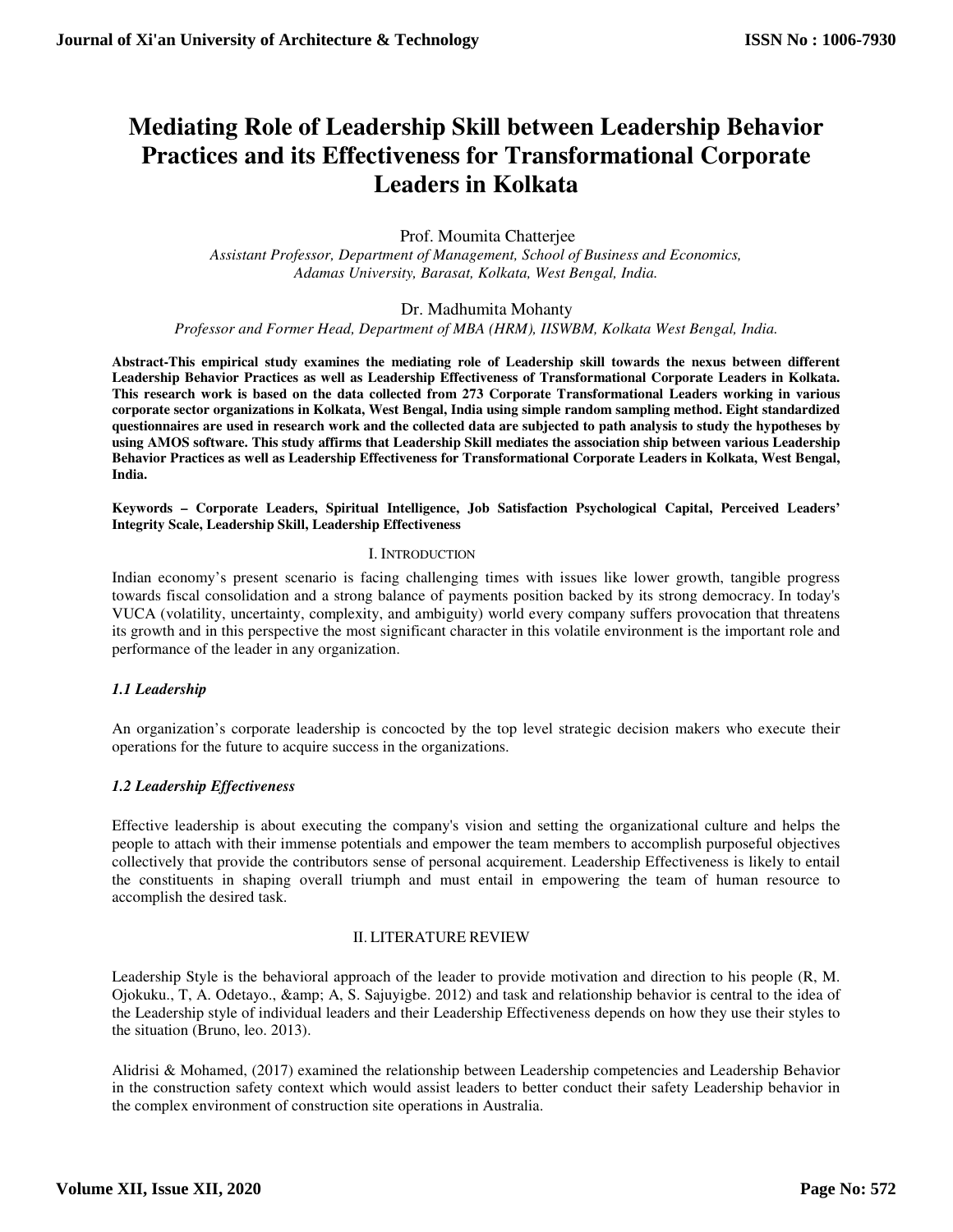# Mediating Role of Leadership Skill between Leadership Behavior Practices and its Effectiveness for Transformational Corporate Leaders in Kolkata

Prof. Moumita Chatterjee

*Assistant Professor, Department of Management, School of Business and Economics, Adamas University, Barasat, Kolkata, West Bengal, India.*

Dr. Madhumita Mohanty

*Professor and Former Head, Department of MBA (HRM), IISWBM, Kolkata West Bengal, India.*

**Abstract-This empirical study examines the mediating role of Leadership skill towards the nexus between different Leadership Behavior Practices as well as Leadership Effectiveness of Transformational Corporate Leaders in Kolkata. This research work is based on the data collected from 273 Corporate Transformational Leaders working in various corporate sector organizations in Kolkata, West Bengal, India using simple random sampling method. Eight standardized questionnaires are used in research work and the collected data are subjected to path analysis to study the hypotheses by using AMOS software. This study affirms that Leadership Skill mediates the association ship between various Leadership Behavior Practices as well as Leadership Effectiveness for Transformational Corporate Leaders in Kolkata, West Bengal, India.**

**Keywords – Corporate Leaders, Spiritual Intelligence, Job Satisfaction Psychological Capital, Perceived Leaders' Integrity Scale, Leadership Skill, Leadership Effectiveness**

## I. INTRODUCTION

Indian economy's present scenario is facing challenging times with issues like lower growth, tangible progress towards fiscal consolidation and a strong balance of payments position backed by its strong democracy. In today's VUCA (volatility, uncertainty, complexity, and ambiguity) world every company suffers provocation that threatens its growth and in this perspective the most significant character in this volatile environment is the important role and performance of the leader in any organization.

### *1.1 Leadership*

An organization's corporate leadership is concocted by the top level strategic decision makers who execute their operations for the future to acquire success in the organizations.

### *1.2 Leadership Effectiveness*

Effective leadership is about executing the company's vision and setting the organizational culture and helps the people to attach with their immense potentials and empower the team members to accomplish purposeful objectives collectively that provide the contributors sense of personal acquirement. Leadership Effectiveness is likely to entail the constituents in shaping overall triumph and must entail in empowering the team of human resource to accomplish the desired task.

## II. LITERATURE REVIEW

Leadership Style is the behavioral approach of the leader to provide motivation and direction to his people (R, M. Ojokuku., T, A. Odetayo., &amp; A, S. Sajuyigbe. 2012) and task and relationship behavior is central to the idea of the Leadership style of individual leaders and their Leadership Effectiveness depends on how they use their styles to the situation (Bruno, leo. 2013).

Alidrisi & Mohamed, (2017) examined the relationship between Leadership competencies and Leadership Behavior in the construction safety context which would assist leaders to better conduct their safety Leadership behavior in the complex environment of construction site operations in Australia.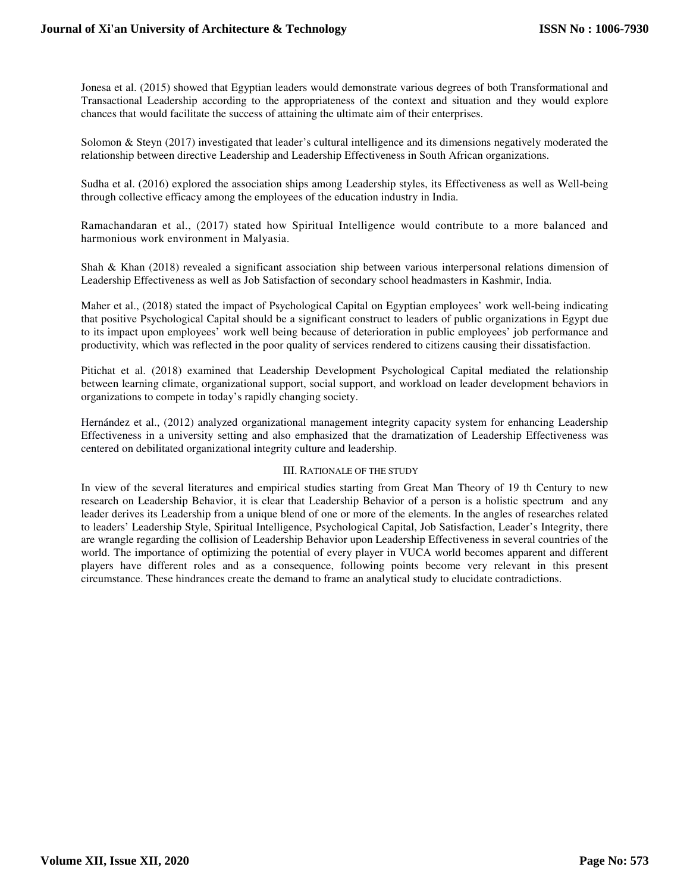Jonesa et al. (2015) showed that Egyptian leaders would demonstrate various degrees of both Transformational and Transactional Leadership according to the appropriateness of the context and situation and they would explore chances that would facilitate the success of attaining the ultimate aim of their enterprises.

Solomon & Steyn (2017) investigated that leader's cultural intelligence and its dimensions negatively moderated the relationship between directive Leadership and Leadership Effectiveness in South African organizations.

Sudha et al. (2016) explored the association ships among Leadership styles, its Effectiveness as well as Well-being through collective efficacy among the employees of the education industry in India.

Ramachandaran et al., (2017) stated how Spiritual Intelligence would contribute to a more balanced and harmonious work environment in Malyasia.

Shah & Khan (2018) revealed a significant association ship between various interpersonal relations dimension of Leadership Effectiveness as well as Job Satisfaction of secondary school headmasters in Kashmir, India.

Maher et al., (2018) stated the impact of Psychological Capital on Egyptian employees' work well-being indicating that positive Psychological Capital should be a significant construct to leaders of public organizations in Egypt due to its impact upon employees' work well being because of deterioration in public employees' job performance and productivity, which was reflected in the poor quality of services rendered to citizens causing their dissatisfaction.

Pitichat et al. (2018) examined that Leadership Development Psychological Capital mediated the relationship between learning climate, organizational support, social support, and workload on leader development behaviors in organizations to compete in today's rapidly changing society.

Hernández et al., (2012) analyzed organizational management integrity capacity system for enhancing Leadership Effectiveness in a university setting and also emphasized that the dramatization of Leadership Effectiveness was centered on debilitated organizational integrity culture and leadership.

## III. Rationale of the study

In view of the several literatures and empirical studies starting from Great Man Theory of 19 th Century to new research on Leadership Behavior, it is clear that Leadership Behavior of a person is a holistic spectrum and any leader derives its Leadership from a unique blend of one or more of the elements. In the angles of researches related to leaders' Leadership Style, Spiritual Intelligence, Psychological Capital, Job Satisfaction, Leader's Integrity, there are wrangle regarding the collision of Leadership Behavior upon Leadership Effectiveness in several countries of the world. The importance of optimizing the potential of every player in VUCA world becomes apparent and different players have different roles and as a consequence, following points become very relevant in this present circumstance. These hindrances create the demand to frame an analytical study to elucidate contradictions.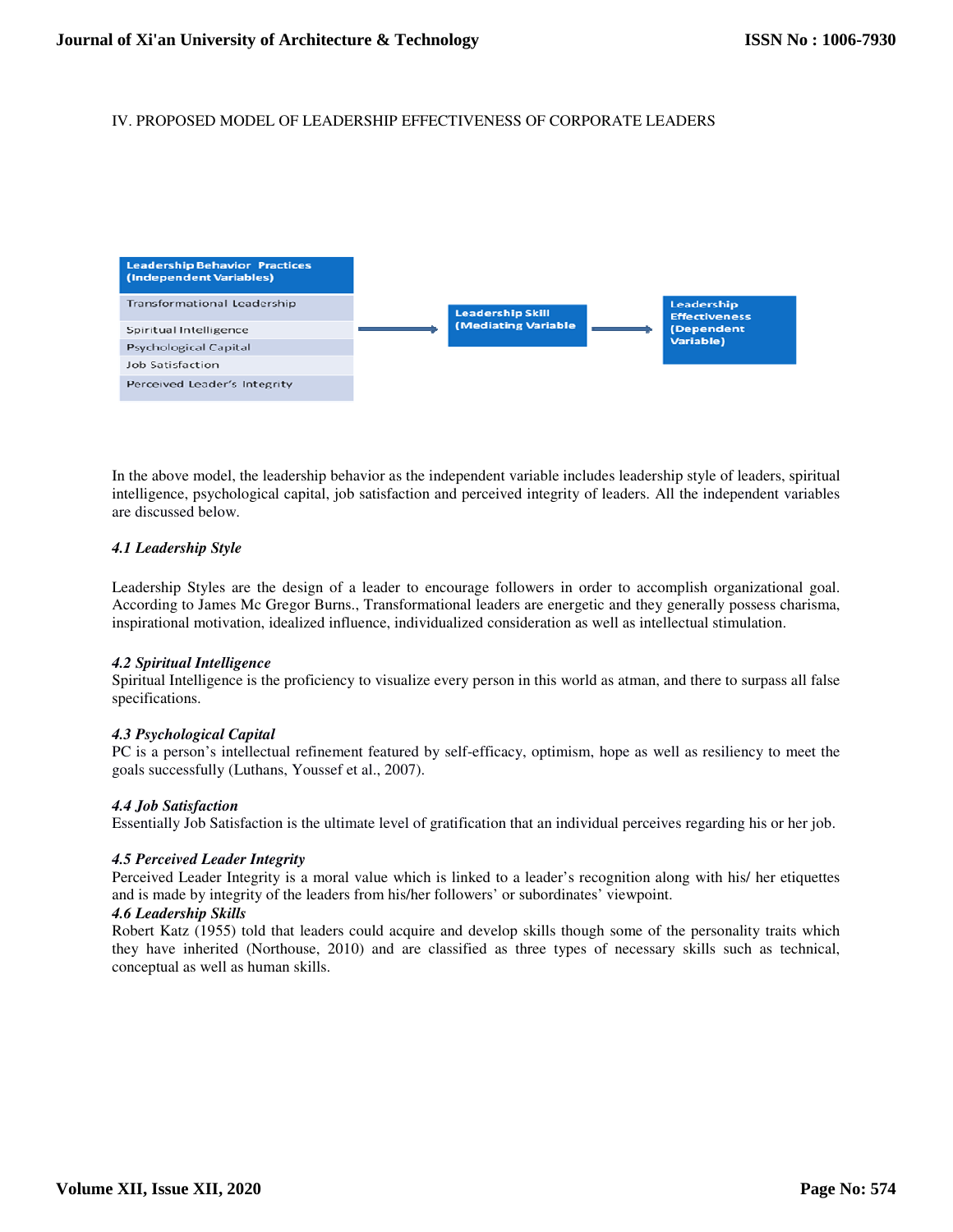## IV. PROPOSED MODEL OF LEADERSHIP EFFECTIVENESS OF CORPORATE LEADERS

| Leadership Behavior Practices (Independent Variables) | | Leadership Skill (Mediating Variable) | | Leadership Effectiveness (Dependent Variable) |
|---|---|---|---|---|
| Transformational Leadership | → | | → | |
| Spiritual Intelligence | | | | |
| Psychological Capital | | | | |
| Job Satisfaction | | | | |
| Perceived Leader's Integrity | | | | |

In the above model, the leadership behavior as the independent variable includes leadership style of leaders, spiritual intelligence, psychological capital, job satisfaction and perceived integrity of leaders. All the independent variables are discussed below.

### *4.1 Leadership Style*

Leadership Styles are the design of a leader to encourage followers in order to accomplish organizational goal. According to James Mc Gregor Burns., Transformational leaders are energetic and they generally possess charisma, inspirational motivation, idealized influence, individualized consideration as well as intellectual stimulation.

### *4.2 Spiritual Intelligence*

Spiritual Intelligence is the proficiency to visualize every person in this world as atman, and there to surpass all false specifications.

### *4.3 Psychological Capital*

PC is a person's intellectual refinement featured by self-efficacy, optimism, hope as well as resiliency to meet the goals successfully (Luthans, Youssef et al., 2007).

### *4.4 Job Satisfaction*

Essentially Job Satisfaction is the ultimate level of gratification that an individual perceives regarding his or her job.

### *4.5 Perceived Leader Integrity*

Perceived Leader Integrity is a moral value which is linked to a leader's recognition along with his/ her etiquettes and is made by integrity of the leaders from his/her followers' or subordinates' viewpoint.

### *4.6 Leadership Skills*

Robert Katz (1955) told that leaders could acquire and develop skills though some of the personality traits which they have inherited (Northouse, 2010) and are classified as three types of necessary skills such as technical, conceptual as well as human skills.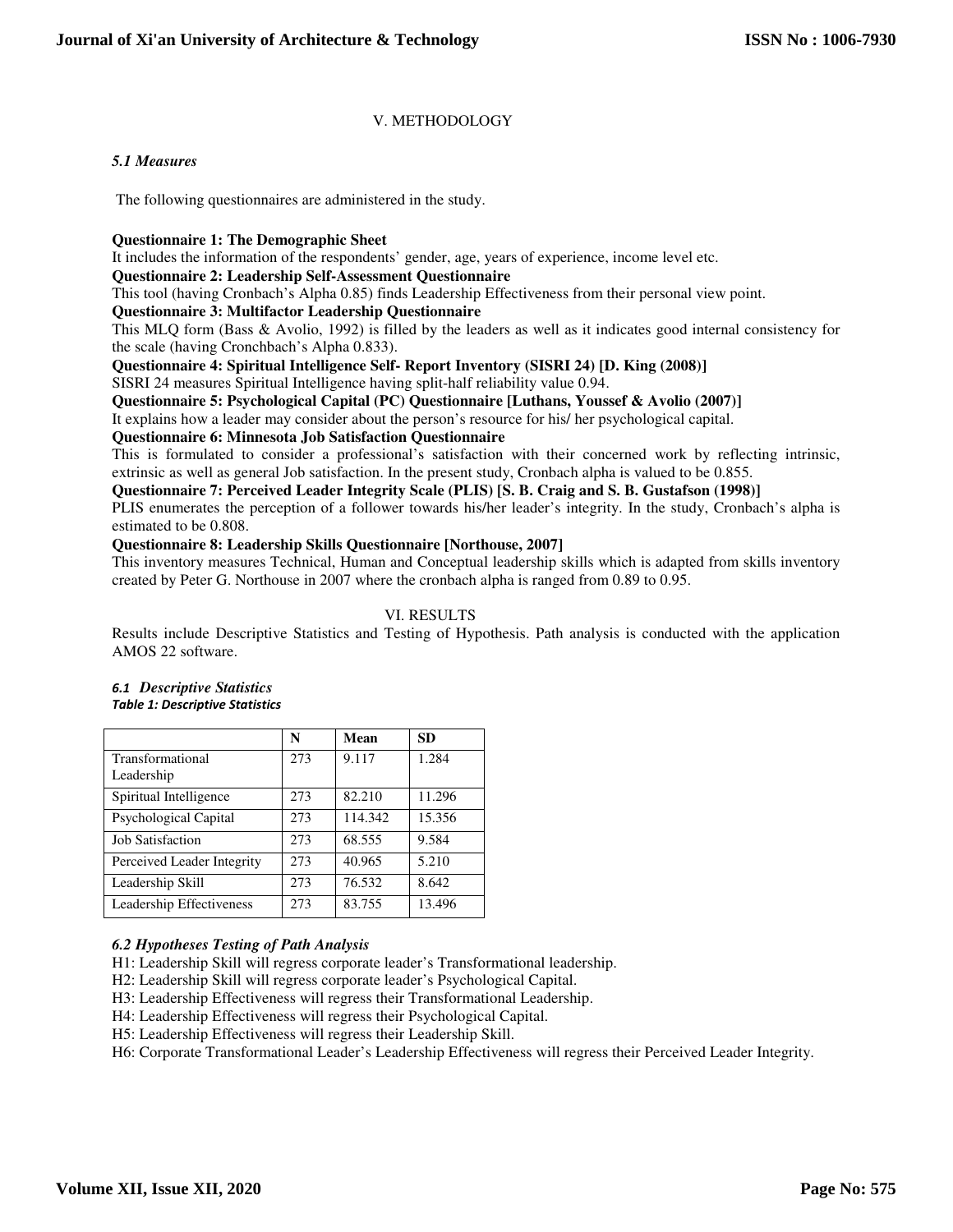## V. METHODOLOGY

### *5.1 Measures*

The following questionnaires are administered in the study.

**Questionnaire 1: The Demographic Sheet**

It includes the information of the respondents' gender, age, years of experience, income level etc.

**Questionnaire 2: Leadership Self-Assessment Questionnaire**

This tool (having Cronbach's Alpha 0.85) finds Leadership Effectiveness from their personal view point.

**Questionnaire 3: Multifactor Leadership Questionnaire**

This MLQ form (Bass & Avolio, 1992) is filled by the leaders as well as it indicates good internal consistency for the scale (having Cronchbach's Alpha 0.833).

**Questionnaire 4: Spiritual Intelligence Self- Report Inventory (SISRI 24) [D. King (2008)]**

SISRI 24 measures Spiritual Intelligence having split-half reliability value 0.94.

**Questionnaire 5: Psychological Capital (PC) Questionnaire [Luthans, Youssef & Avolio (2007)]**

It explains how a leader may consider about the person's resource for his/ her psychological capital.

**Questionnaire 6: Minnesota Job Satisfaction Questionnaire**

This is formulated to consider a professional's satisfaction with their concerned work by reflecting intrinsic, extrinsic as well as general Job satisfaction. In the present study, Cronbach alpha is valued to be 0.855.

**Questionnaire 7: Perceived Leader Integrity Scale (PLIS) [S. B. Craig and S. B. Gustafson (1998)]**

PLIS enumerates the perception of a follower towards his/her leader's integrity. In the study, Cronbach's alpha is estimated to be 0.808.

**Questionnaire 8: Leadership Skills Questionnaire [Northouse, 2007]**

This inventory measures Technical, Human and Conceptual leadership skills which is adapted from skills inventory created by Peter G. Northouse in 2007 where the cronbach alpha is ranged from 0.89 to 0.95.

## VI. RESULTS

Results include Descriptive Statistics and Testing of Hypothesis. Path analysis is conducted with the application AMOS 22 software.

### *6.1 Descriptive Statistics*

*Table 1: Descriptive Statistics*

| | N | Mean | SD |
|---|---|---|---|
| Transformational Leadership | 273 | 9.117 | 1.284 |
| Spiritual Intelligence | 273 | 82.210 | 11.296 |
| Psychological Capital | 273 | 114.342 | 15.356 |
| Job Satisfaction | 273 | 68.555 | 9.584 |
| Perceived Leader Integrity | 273 | 40.965 | 5.210 |
| Leadership Skill | 273 | 76.532 | 8.642 |
| Leadership Effectiveness | 273 | 83.755 | 13.496 |

### *6.2 Hypotheses Testing of Path Analysis*

H1: Leadership Skill will regress corporate leader's Transformational leadership.

H2: Leadership Skill will regress corporate leader's Psychological Capital.

H3: Leadership Effectiveness will regress their Transformational Leadership.

H4: Leadership Effectiveness will regress their Psychological Capital.

H5: Leadership Effectiveness will regress their Leadership Skill.

H6: Corporate Transformational Leader's Leadership Effectiveness will regress their Perceived Leader Integrity.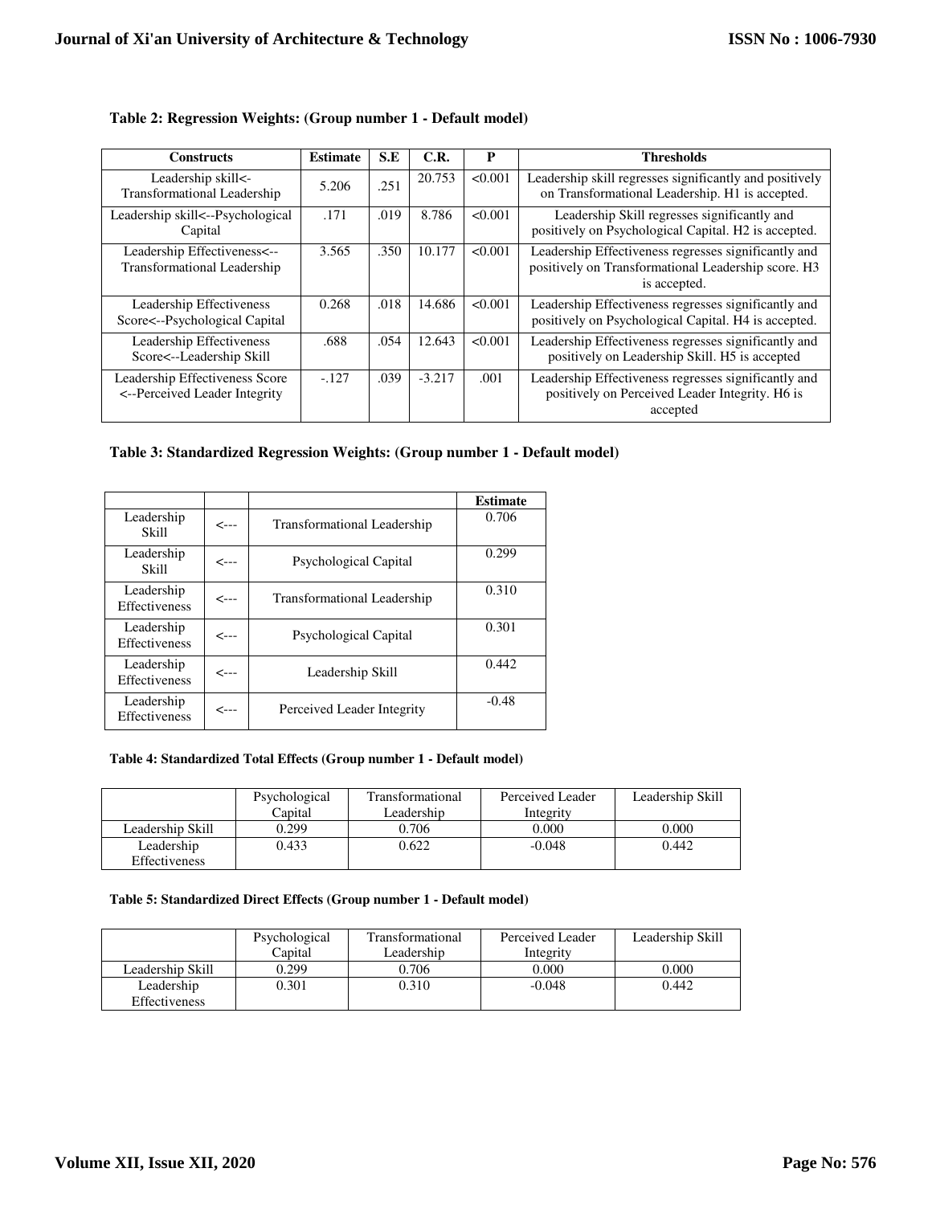**Table 2: Regression Weights: (Group number 1 - Default model)**

| Constructs | Estimate | S.E | C.R. | P | Thresholds |
|---|---|---|---|---|---|
| Leadership skill<- Transformational Leadership | 5.206 | .251 | 20.753 | <0.001 | Leadership skill regresses significantly and positively on Transformational Leadership. H1 is accepted. |
| Leadership skill<--Psychological Capital | .171 | .019 | 8.786 | <0.001 | Leadership Skill regresses significantly and positively on Psychological Capital. H2 is accepted. |
| Leadership Effectiveness<-- Transformational Leadership | 3.565 | .350 | 10.177 | <0.001 | Leadership Effectiveness regresses significantly and positively on Transformational Leadership score. H3 is accepted. |
| Leadership Effectiveness Score<--Psychological Capital | 0.268 | .018 | 14.686 | <0.001 | Leadership Effectiveness regresses significantly and positively on Psychological Capital. H4 is accepted. |
| Leadership Effectiveness Score<--Leadership Skill | .688 | .054 | 12.643 | <0.001 | Leadership Effectiveness regresses significantly and positively on Leadership Skill. H5 is accepted |
| Leadership Effectiveness Score <--Perceived Leader Integrity | -.127 | .039 | -3.217 | .001 | Leadership Effectiveness regresses significantly and positively on Perceived Leader Integrity. H6 is accepted |

**Table 3: Standardized Regression Weights: (Group number 1 - Default model)**

| | | | Estimate |
|---|---|---|---|
| Leadership Skill | <--- | Transformational Leadership | 0.706 |
| Leadership Skill | <--- | Psychological Capital | 0.299 |
| Leadership Effectiveness | <--- | Transformational Leadership | 0.310 |
| Leadership Effectiveness | <--- | Psychological Capital | 0.301 |
| Leadership Effectiveness | <--- | Leadership Skill | 0.442 |
| Leadership Effectiveness | <--- | Perceived Leader Integrity | -0.48 |

**Table 4: Standardized Total Effects (Group number 1 - Default model)**

| | Psychological Capital | Transformational Leadership | Perceived Leader Integrity | Leadership Skill |
|---|---|---|---|---|
| Leadership Skill | 0.299 | 0.706 | 0.000 | 0.000 |
| Leadership Effectiveness | 0.433 | 0.622 | -0.048 | 0.442 |

**Table 5: Standardized Direct Effects (Group number 1 - Default model)**

| | Psychological Capital | Transformational Leadership | Perceived Leader Integrity | Leadership Skill |
|---|---|---|---|---|
| Leadership Skill | 0.299 | 0.706 | 0.000 | 0.000 |
| Leadership Effectiveness | 0.301 | 0.310 | -0.048 | 0.442 |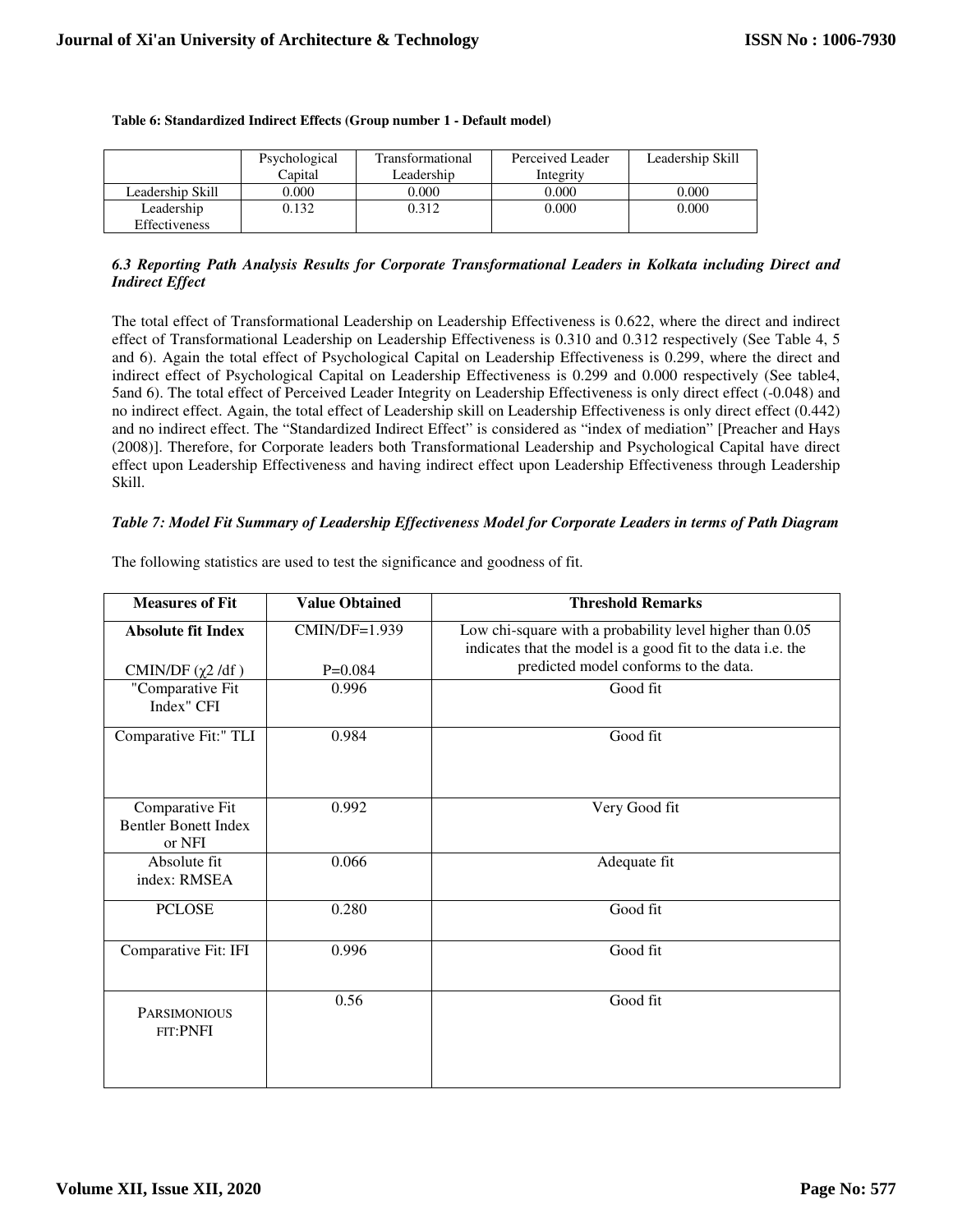**Table 6: Standardized Indirect Effects (Group number 1 - Default model)**

| | Psychological Capital | Transformational Leadership | Perceived Leader Integrity | Leadership Skill |
|---|---|---|---|---|
| Leadership Skill | 0.000 | 0.000 | 0.000 | 0.000 |
| Leadership Effectiveness | 0.132 | 0.312 | 0.000 | 0.000 |

### *6.3 Reporting Path Analysis Results for Corporate Transformational Leaders in Kolkata including Direct and Indirect Effect*

The total effect of Transformational Leadership on Leadership Effectiveness is 0.622, where the direct and indirect effect of Transformational Leadership on Leadership Effectiveness is 0.310 and 0.312 respectively (See Table 4, 5 and 6). Again the total effect of Psychological Capital on Leadership Effectiveness is 0.299, where the direct and indirect effect of Psychological Capital on Leadership Effectiveness is 0.299 and 0.000 respectively (See table4, 5and 6). The total effect of Perceived Leader Integrity on Leadership Effectiveness is only direct effect (-0.048) and no indirect effect. Again, the total effect of Leadership skill on Leadership Effectiveness is only direct effect (0.442) and no indirect effect. The "Standardized Indirect Effect" is considered as "index of mediation" [Preacher and Hays (2008)]. Therefore, for Corporate leaders both Transformational Leadership and Psychological Capital have direct effect upon Leadership Effectiveness and having indirect effect upon Leadership Effectiveness through Leadership Skill.

***Table 7: Model Fit Summary of Leadership Effectiveness Model for Corporate Leaders in terms of Path Diagram***

The following statistics are used to test the significance and goodness of fit.

| Measures of Fit | Value Obtained | Threshold Remarks |
|---|---|---|
| **Absolute fit Index** CMIN/DF ($\chi 2$ /df ) | CMIN/DF=1.939 P=0.084 | Low chi-square with a probability level higher than 0.05 indicates that the model is a good fit to the data i.e. the predicted model conforms to the data. |
| "Comparative Fit Index" CFI | 0.996 | Good fit |
| Comparative Fit:" TLI | 0.984 | Good fit |
| Comparative Fit Bentler Bonett Index or NFI | 0.992 | Very Good fit |
| Absolute fit index: RMSEA | 0.066 | Adequate fit |
| PCLOSE | 0.280 | Good fit |
| Comparative Fit: IFI | 0.996 | Good fit |
| PARSIMONIOUS FIT:PNFI | 0.56 | Good fit |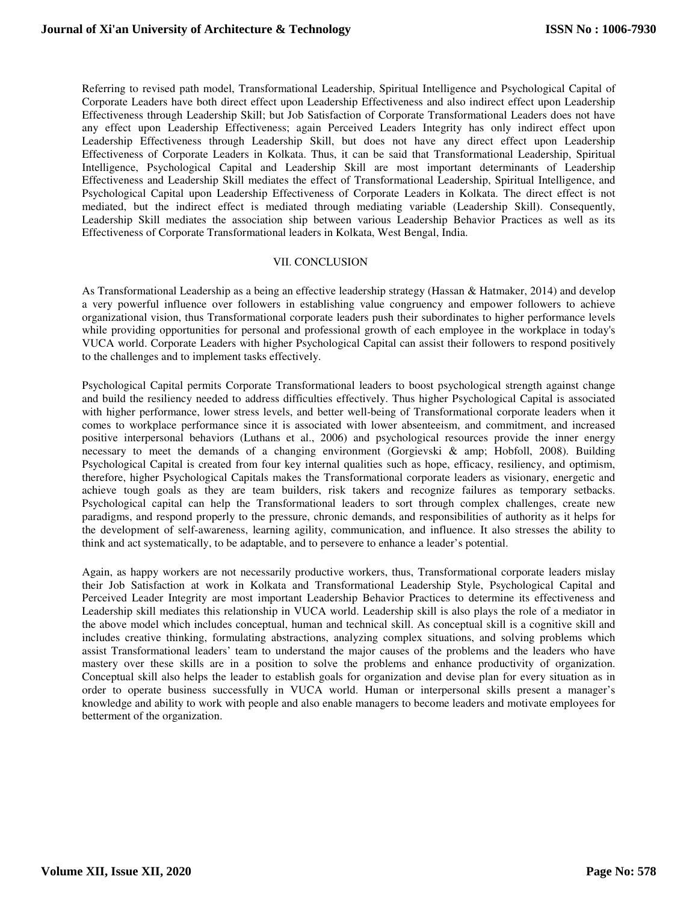Referring to revised path model, Transformational Leadership, Spiritual Intelligence and Psychological Capital of Corporate Leaders have both direct effect upon Leadership Effectiveness and also indirect effect upon Leadership Effectiveness through Leadership Skill; but Job Satisfaction of Corporate Transformational Leaders does not have any effect upon Leadership Effectiveness; again Perceived Leaders Integrity has only indirect effect upon Leadership Effectiveness through Leadership Skill, but does not have any direct effect upon Leadership Effectiveness of Corporate Leaders in Kolkata. Thus, it can be said that Transformational Leadership, Spiritual Intelligence, Psychological Capital and Leadership Skill are most important determinants of Leadership Effectiveness and Leadership Skill mediates the effect of Transformational Leadership, Spiritual Intelligence, and Psychological Capital upon Leadership Effectiveness of Corporate Leaders in Kolkata. The direct effect is not mediated, but the indirect effect is mediated through mediating variable (Leadership Skill). Consequently, Leadership Skill mediates the association ship between various Leadership Behavior Practices as well as its Effectiveness of Corporate Transformational leaders in Kolkata, West Bengal, India.

## VII. CONCLUSION

As Transformational Leadership as a being an effective leadership strategy (Hassan & Hatmaker, 2014) and develop a very powerful influence over followers in establishing value congruency and empower followers to achieve organizational vision, thus Transformational corporate leaders push their subordinates to higher performance levels while providing opportunities for personal and professional growth of each employee in the workplace in today's VUCA world. Corporate Leaders with higher Psychological Capital can assist their followers to respond positively to the challenges and to implement tasks effectively.

Psychological Capital permits Corporate Transformational leaders to boost psychological strength against change and build the resiliency needed to address difficulties effectively. Thus higher Psychological Capital is associated with higher performance, lower stress levels, and better well-being of Transformational corporate leaders when it comes to workplace performance since it is associated with lower absenteeism, and commitment, and increased positive interpersonal behaviors (Luthans et al., 2006) and psychological resources provide the inner energy necessary to meet the demands of a changing environment (Gorgievski & amp; Hobfoll, 2008). Building Psychological Capital is created from four key internal qualities such as hope, efficacy, resiliency, and optimism, therefore, higher Psychological Capitals makes the Transformational corporate leaders as visionary, energetic and achieve tough goals as they are team builders, risk takers and recognize failures as temporary setbacks. Psychological capital can help the Transformational leaders to sort through complex challenges, create new paradigms, and respond properly to the pressure, chronic demands, and responsibilities of authority as it helps for the development of self-awareness, learning agility, communication, and influence. It also stresses the ability to think and act systematically, to be adaptable, and to persevere to enhance a leader's potential.

Again, as happy workers are not necessarily productive workers, thus, Transformational corporate leaders mislay their Job Satisfaction at work in Kolkata and Transformational Leadership Style, Psychological Capital and Perceived Leader Integrity are most important Leadership Behavior Practices to determine its effectiveness and Leadership skill mediates this relationship in VUCA world. Leadership skill is also plays the role of a mediator in the above model which includes conceptual, human and technical skill. As conceptual skill is a cognitive skill and includes creative thinking, formulating abstractions, analyzing complex situations, and solving problems which assist Transformational leaders' team to understand the major causes of the problems and the leaders who have mastery over these skills are in a position to solve the problems and enhance productivity of organization. Conceptual skill also helps the leader to establish goals for organization and devise plan for every situation as in order to operate business successfully in VUCA world. Human or interpersonal skills present a manager's knowledge and ability to work with people and also enable managers to become leaders and motivate employees for betterment of the organization.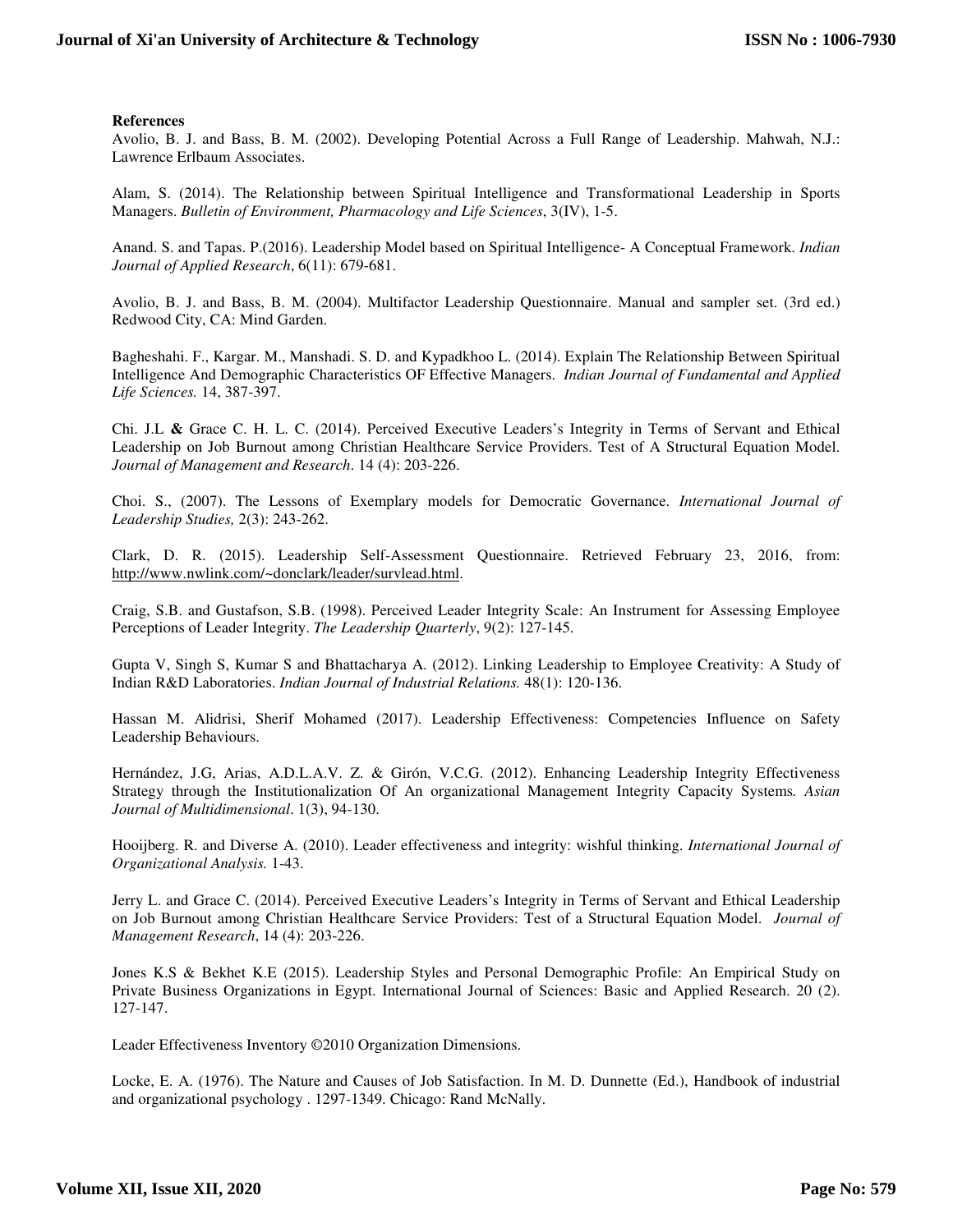**References**

Avolio, B. J. and Bass, B. M. (2002). Developing Potential Across a Full Range of Leadership. Mahwah, N.J.: Lawrence Erlbaum Associates.

Alam, S. (2014). The Relationship between Spiritual Intelligence and Transformational Leadership in Sports Managers. *Bulletin of Environment, Pharmacology and Life Sciences*, 3(IV), 1-5.

Anand. S. and Tapas. P.(2016). Leadership Model based on Spiritual Intelligence- A Conceptual Framework. *Indian Journal of Applied Research*, 6(11): 679-681.

Avolio, B. J. and Bass, B. M. (2004). Multifactor Leadership Questionnaire. Manual and sampler set. (3rd ed.) Redwood City, CA: Mind Garden.

Bagheshahi. F., Kargar. M., Manshadi. S. D. and Kypadkhoo L. (2014). Explain The Relationship Between Spiritual Intelligence And Demographic Characteristics OF Effective Managers. *Indian Journal of Fundamental and Applied Life Sciences.* 14, 387-397.

Chi. J.L **&** Grace C. H. L. C. (2014). Perceived Executive Leaders's Integrity in Terms of Servant and Ethical Leadership on Job Burnout among Christian Healthcare Service Providers. Test of A Structural Equation Model. *Journal of Management and Research*. 14 (4): 203-226.

Choi. S., (2007). The Lessons of Exemplary models for Democratic Governance. *International Journal of Leadership Studies,* 2(3): 243-262.

Clark, D. R. (2015). Leadership Self-Assessment Questionnaire. Retrieved February 23, 2016, from: http://www.nwlink.com/~donclark/leader/survlead.html.

Craig, S.B. and Gustafson, S.B. (1998). Perceived Leader Integrity Scale: An Instrument for Assessing Employee Perceptions of Leader Integrity. *The Leadership Quarterly*, 9(2): 127-145.

Gupta V, Singh S, Kumar S and Bhattacharya A. (2012). Linking Leadership to Employee Creativity: A Study of Indian R&D Laboratories. *Indian Journal of Industrial Relations.* 48(1): 120-136.

Hassan M. Alidrisi, Sherif Mohamed (2017). Leadership Effectiveness: Competencies Influence on Safety Leadership Behaviours.

Hernández, J.G, Arias, A.D.L.A.V. Z. & Girón, V.C.G. (2012). Enhancing Leadership Integrity Effectiveness Strategy through the Institutionalization Of An organizational Management Integrity Capacity Systems*. Asian Journal of Multidimensional*. 1(3), 94-130.

Hooijberg. R. and Diverse A. (2010). Leader effectiveness and integrity: wishful thinking. *International Journal of Organizational Analysis.* 1-43.

Jerry L. and Grace C. (2014). Perceived Executive Leaders's Integrity in Terms of Servant and Ethical Leadership on Job Burnout among Christian Healthcare Service Providers: Test of a Structural Equation Model. *Journal of Management Research*, 14 (4): 203-226.

Jones K.S & Bekhet K.E (2015). Leadership Styles and Personal Demographic Profile: An Empirical Study on Private Business Organizations in Egypt. International Journal of Sciences: Basic and Applied Research. 20 (2). 127-147.

Leader Effectiveness Inventory ©2010 Organization Dimensions.

Locke, E. A. (1976). The Nature and Causes of Job Satisfaction. In M. D. Dunnette (Ed.), Handbook of industrial and organizational psychology . 1297-1349. Chicago: Rand McNally.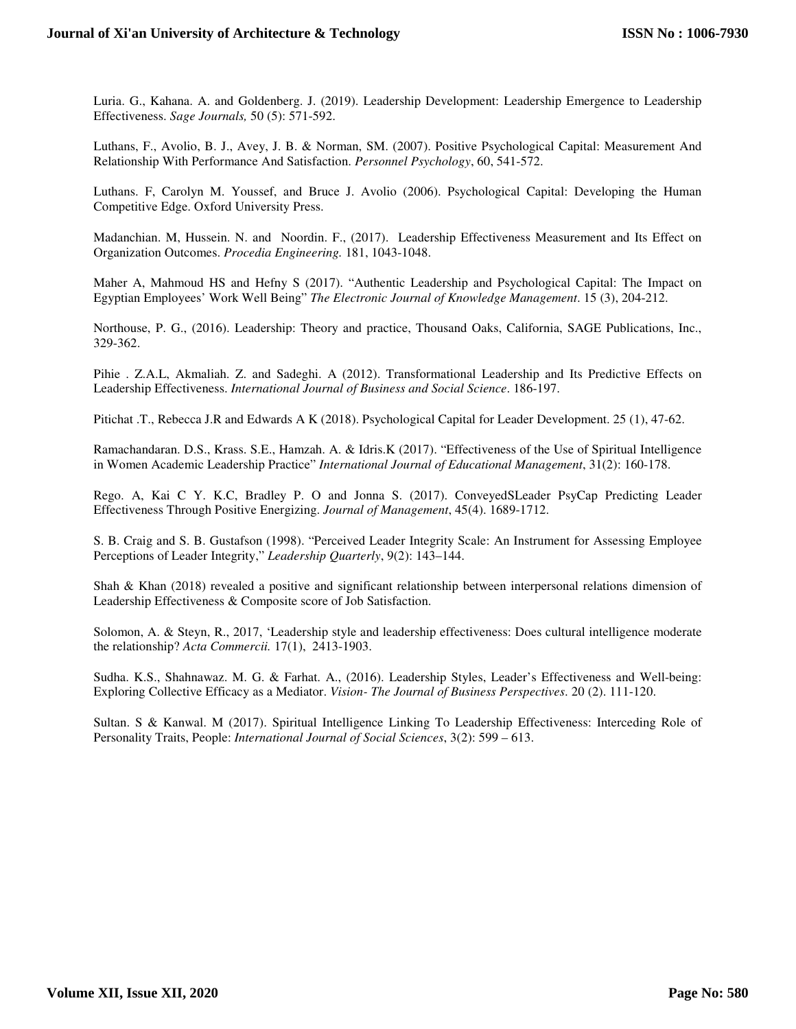Luria. G., Kahana. A. and Goldenberg. J. (2019). Leadership Development: Leadership Emergence to Leadership Effectiveness. *Sage Journals,* 50 (5): 571-592.

Luthans, F., Avolio, B. J., Avey, J. B. & Norman, SM. (2007). Positive Psychological Capital: Measurement And Relationship With Performance And Satisfaction. *Personnel Psychology*, 60, 541-572.

Luthans. F, Carolyn M. Youssef, and Bruce J. Avolio (2006). Psychological Capital: Developing the Human Competitive Edge. Oxford University Press.

Madanchian. M, Hussein. N. and Noordin. F., (2017). Leadership Effectiveness Measurement and Its Effect on Organization Outcomes. *Procedia Engineering.* 181, 1043-1048.

Maher A, Mahmoud HS and Hefny S (2017). "Authentic Leadership and Psychological Capital: The Impact on Egyptian Employees' Work Well Being" *The Electronic Journal of Knowledge Management*. 15 (3), 204-212.

Northouse, P. G., (2016). Leadership: Theory and practice, Thousand Oaks, California, SAGE Publications, Inc., 329-362.

Pihie . Z.A.L, Akmaliah. Z. and Sadeghi. A (2012). Transformational Leadership and Its Predictive Effects on Leadership Effectiveness. *International Journal of Business and Social Science*. 186-197.

Pitichat .T., Rebecca J.R and Edwards A K (2018). Psychological Capital for Leader Development. 25 (1), 47-62.

Ramachandaran. D.S., Krass. S.E., Hamzah. A. & Idris.K (2017). "Effectiveness of the Use of Spiritual Intelligence in Women Academic Leadership Practice" *International Journal of Educational Management*, 31(2): 160-178.

Rego. A, Kai C Y. K.C, Bradley P. O and Jonna S. (2017). ConveyedSLeader PsyCap Predicting Leader Effectiveness Through Positive Energizing. *Journal of Management*, 45(4). 1689-1712.

S. B. Craig and S. B. Gustafson (1998). "Perceived Leader Integrity Scale: An Instrument for Assessing Employee Perceptions of Leader Integrity," *Leadership Quarterly*, 9(2): 143–144.

Shah & Khan (2018) revealed a positive and significant relationship between interpersonal relations dimension of Leadership Effectiveness & Composite score of Job Satisfaction.

Solomon, A. & Steyn, R., 2017, 'Leadership style and leadership effectiveness: Does cultural intelligence moderate the relationship? *Acta Commercii.* 17(1), 2413-1903.

Sudha. K.S., Shahnawaz. M. G. & Farhat. A., (2016). Leadership Styles, Leader's Effectiveness and Well-being: Exploring Collective Efficacy as a Mediator. *Vision- The Journal of Business Perspectives*. 20 (2). 111-120.

Sultan. S & Kanwal. M (2017). Spiritual Intelligence Linking To Leadership Effectiveness: Interceding Role of Personality Traits, People: *International Journal of Social Sciences*, 3(2): 599 – 613.